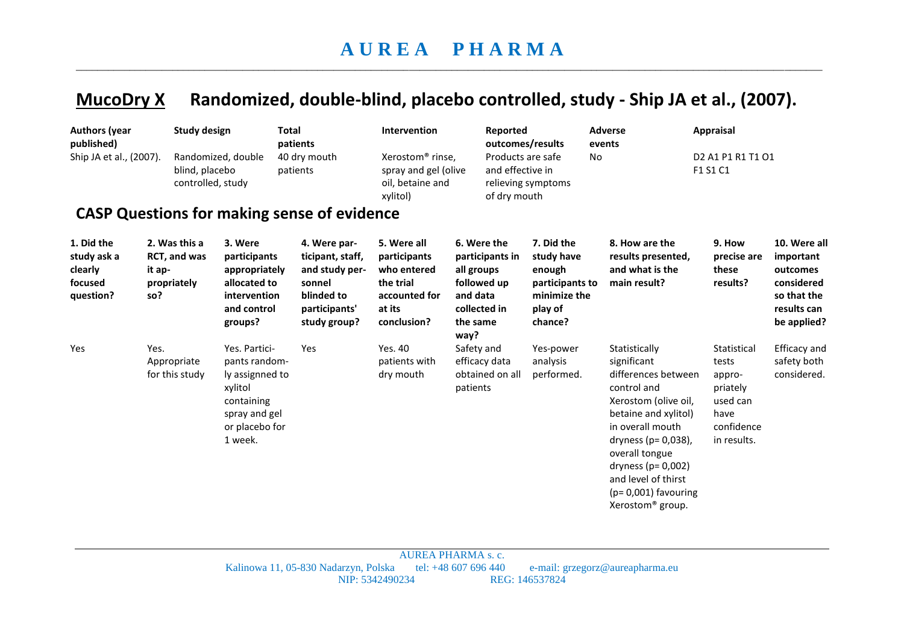## MucoDry X Randomized, double-blind, placebo controlled, study - Ship JA et al., (2007).

| Authors (year published) | Study design | Total patients | Intervention | Reported outcomes/results | Adverse events | Appraisal |
|---|---|---|---|---|---|---|
| Ship JA et al., (2007). | Randomized, double blind, placebo controlled, study | 40 dry mouth patients | Xerostom® rinse, spray and gel (olive oil, betaine and xylitol) | Products are safe and effective in relieving symptoms of dry mouth | No | D2 A1 P1 R1 T1 O1 F1 S1 C1 |

## CASP Questions for making sense of evidence

| 1. Did the study ask a clearly focused question? | 2. Was this a RCT, and was it appropriately so? | 3. Were participants appropriately allocated to intervention and control groups? | 4. Were participant, staff, and study personnel blinded to participants' study group? | 5. Were all participants who entered the trial accounted for at its conclusion? | 6. Were the participants in all groups followed up and data collected in the same way? | 7. Did the study have enough participants to minimize the play of chance? | 8. How are the results presented, and what is the main result? | 9. How precise are these results? | 10. Were all important outcomes considered so that the results can be applied? |
|---|---|---|---|---|---|---|---|---|---|
| Yes | Yes. Appropriate for this study | Yes. Participants randomly assignned to xylitol containing spray and gel or placebo for 1 week. | Yes | Yes. 40 patients with dry mouth | Safety and efficacy data obtained on all patients | Yes-power analysis performed. | Statistically significant differences between control and Xerostom (olive oil, betaine and xylitol) in overall mouth dryness ($p= 0{,}038$), overall tongue dryness ($p= 0{,}002$) and level of thirst ($p= 0{,}001$) favouring Xerostom® group. | Statistical tests appropriately used can have confidence in results. | Efficacy and safety both considered. |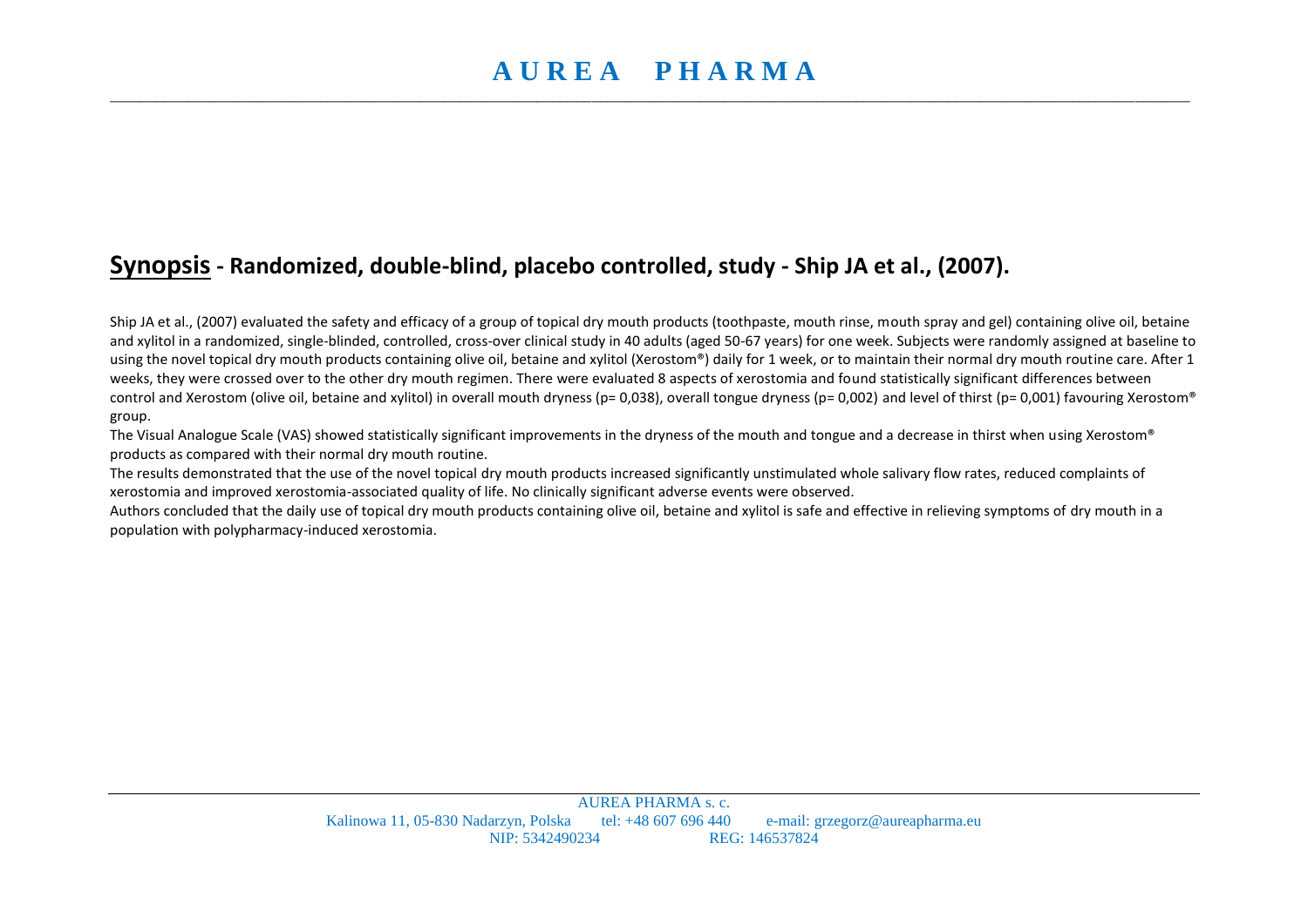## Synopsis - Randomized, double-blind, placebo controlled, study - Ship JA et al., (2007).

Ship JA et al., (2007) evaluated the safety and efficacy of a group of topical dry mouth products (toothpaste, mouth rinse, mouth spray and gel) containing olive oil, betaine and xylitol in a randomized, single-blinded, controlled, cross-over clinical study in 40 adults (aged 50-67 years) for one week. Subjects were randomly assigned at baseline to using the novel topical dry mouth products containing olive oil, betaine and xylitol (Xerostom®) daily for 1 week, or to maintain their normal dry mouth routine care. After 1 weeks, they were crossed over to the other dry mouth regimen. There were evaluated 8 aspects of xerostomia and found statistically significant differences between control and Xerostom (olive oil, betaine and xylitol) in overall mouth dryness (p= 0,038), overall tongue dryness (p= 0,002) and level of thirst (p= 0,001) favouring Xerostom® group.

The Visual Analogue Scale (VAS) showed statistically significant improvements in the dryness of the mouth and tongue and a decrease in thirst when using Xerostom® products as compared with their normal dry mouth routine.

The results demonstrated that the use of the novel topical dry mouth products increased significantly unstimulated whole salivary flow rates, reduced complaints of xerostomia and improved xerostomia-associated quality of life. No clinically significant adverse events were observed.

Authors concluded that the daily use of topical dry mouth products containing olive oil, betaine and xylitol is safe and effective in relieving symptoms of dry mouth in a population with polypharmacy-induced xerostomia.